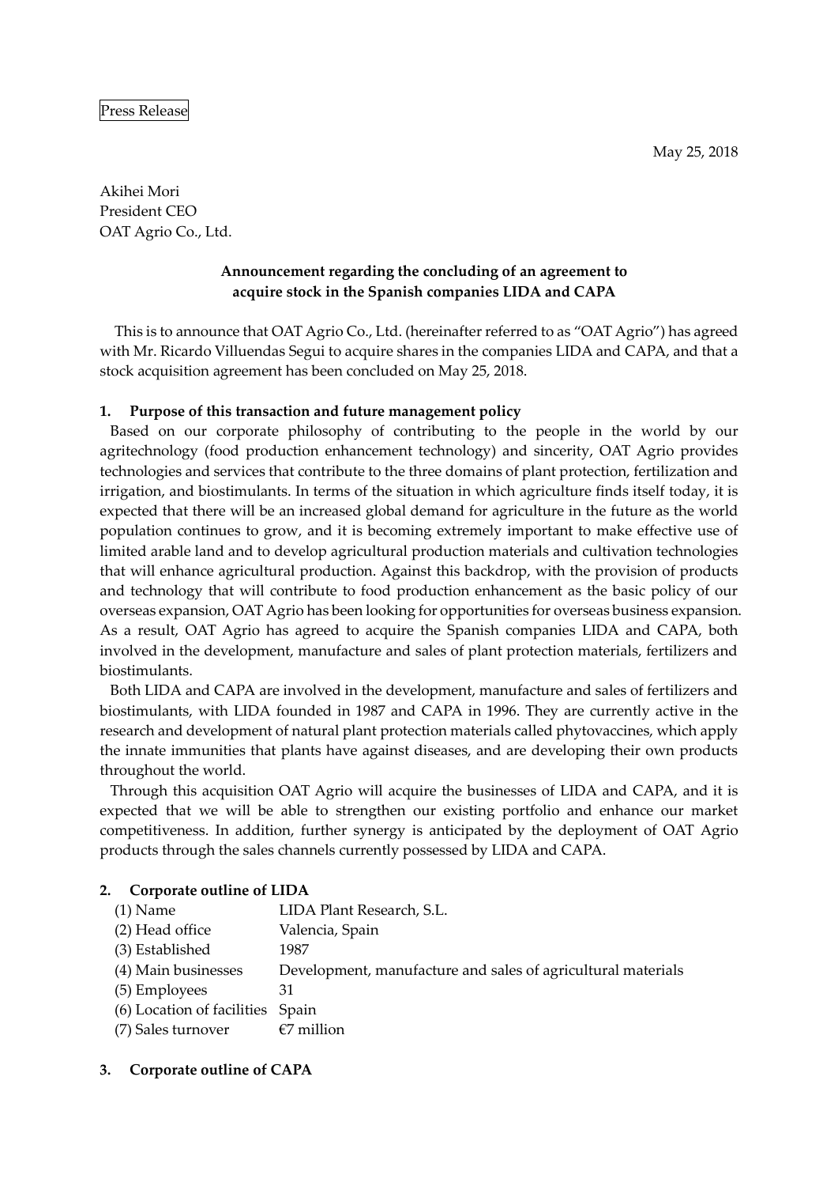Press Release

May 25, 2018

Akihei Mori
President CEO
OAT Agrio Co., Ltd.

**Announcement regarding the concluding of an agreement to acquire stock in the Spanish companies LIDA and CAPA**

This is to announce that OAT Agrio Co., Ltd. (hereinafter referred to as "OAT Agrio") has agreed with Mr. Ricardo Villuendas Segui to acquire shares in the companies LIDA and CAPA, and that a stock acquisition agreement has been concluded on May 25, 2018.

**1. Purpose of this transaction and future management policy**

Based on our corporate philosophy of contributing to the people in the world by our agritechnology (food production enhancement technology) and sincerity, OAT Agrio provides technologies and services that contribute to the three domains of plant protection, fertilization and irrigation, and biostimulants. In terms of the situation in which agriculture finds itself today, it is expected that there will be an increased global demand for agriculture in the future as the world population continues to grow, and it is becoming extremely important to make effective use of limited arable land and to develop agricultural production materials and cultivation technologies that will enhance agricultural production. Against this backdrop, with the provision of products and technology that will contribute to food production enhancement as the basic policy of our overseas expansion, OAT Agrio has been looking for opportunities for overseas business expansion. As a result, OAT Agrio has agreed to acquire the Spanish companies LIDA and CAPA, both involved in the development, manufacture and sales of plant protection materials, fertilizers and biostimulants.

Both LIDA and CAPA are involved in the development, manufacture and sales of fertilizers and biostimulants, with LIDA founded in 1987 and CAPA in 1996. They are currently active in the research and development of natural plant protection materials called phytovaccines, which apply the innate immunities that plants have against diseases, and are developing their own products throughout the world.

Through this acquisition OAT Agrio will acquire the businesses of LIDA and CAPA, and it is expected that we will be able to strengthen our existing portfolio and enhance our market competitiveness. In addition, further synergy is anticipated by the deployment of OAT Agrio products through the sales channels currently possessed by LIDA and CAPA.

**2. Corporate outline of LIDA**

| | |
|---|---|
| (1) Name | LIDA Plant Research, S.L. |
| (2) Head office | Valencia, Spain |
| (3) Established | 1987 |
| (4) Main businesses | Development, manufacture and sales of agricultural materials |
| (5) Employees | 31 |
| (6) Location of facilities | Spain |
| (7) Sales turnover | €7 million |

**3. Corporate outline of CAPA**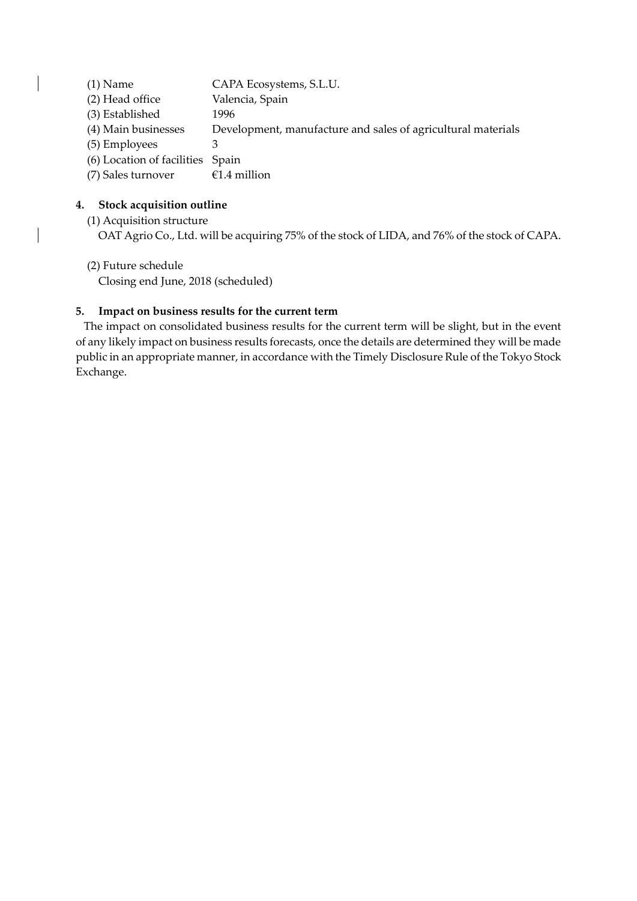| | |
|---|---|
| (1) Name | CAPA Ecosystems, S.L.U. |
| (2) Head office | Valencia, Spain |
| (3) Established | 1996 |
| (4) Main businesses | Development, manufacture and sales of agricultural materials |
| (5) Employees | 3 |
| (6) Location of facilities | Spain |
| (7) Sales turnover | €1.4 million |

**4. Stock acquisition outline**

(1) Acquisition structure

OAT Agrio Co., Ltd. will be acquiring 75% of the stock of LIDA, and 76% of the stock of CAPA.

(2) Future schedule

Closing end June, 2018 (scheduled)

**5. Impact on business results for the current term**

The impact on consolidated business results for the current term will be slight, but in the event of any likely impact on business results forecasts, once the details are determined they will be made public in an appropriate manner, in accordance with the Timely Disclosure Rule of the Tokyo Stock Exchange.